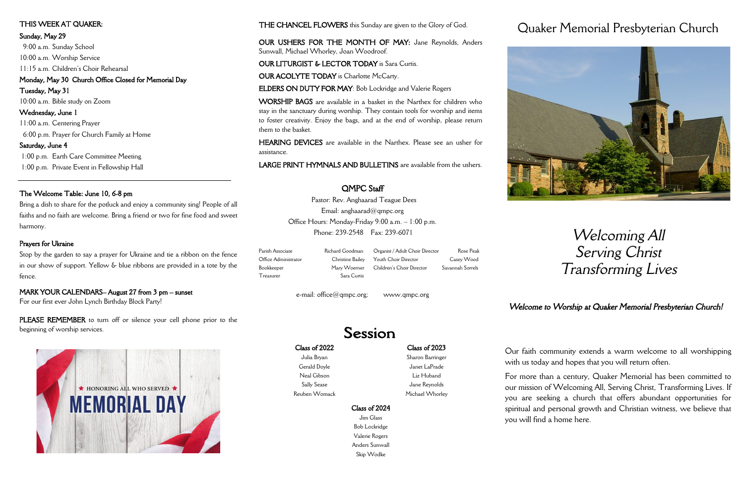THIS WEEK AT QUAKER:

**Sunday, May 29**

9:00 a.m. Sunday School
10:00 a.m. Worship Service
11:15 a.m. Children's Choir Rehearsal

**Monday, May 30 Church Office Closed for Memorial Day**

**Tuesday, May 31**

10:00 a.m. Bible study on Zoom

**Wednesday, June 1**

11:00 a.m. Centering Prayer
6:00 p.m. Prayer for Church Family at Home

**Saturday, June 4**

1:00 p.m. Earth Care Committee Meeting
1:00 p.m. Private Event in Fellowship Hall

---

**The Welcome Table: June 10, 6-8 pm**

Bring a dish to share for the potluck and enjoy a community sing! People of all faiths and no faith are welcome. Bring a friend or two for fine food and sweet harmony.

**Prayers for Ukraine**

Stop by the garden to say a prayer for Ukraine and tie a ribbon on the fence in our show of support. Yellow & blue ribbons are provided in a tote by the fence.

**MARK YOUR CALENDARS– August 27 from 3 pm – sunset**

For our first ever John Lynch Birthday Block Party!

**PLEASE REMEMBER** to turn off or silence your cell phone prior to the beginning of worship services.

★ HONORING ALL WHO SERVED ★
MEMORIAL DAY

**THE CHANCEL FLOWERS** this Sunday are given to the Glory of God.

**OUR USHERS FOR THE MONTH OF MAY:** Jane Reynolds, Anders Sunwall, Michael Whorley, Joan Woodroof.

**OUR LITURGIST & LECTOR TODAY** is Sara Curtis.

**OUR ACOLYTE TODAY** is Charlotte McCarty.

**ELDERS ON DUTY FOR MAY**: Bob Lockridge and Valerie Rogers

**WORSHIP BAGS** are available in a basket in the Narthex for children who stay in the sanctuary during worship. They contain tools for worship and items to foster creativity. Enjoy the bags, and at the end of worship, please return them to the basket.

**HEARING DEVICES** are available in the Narthex. Please see an usher for assistance.

**LARGE PRINT HYMNALS AND BULLETINS** are available from the ushers.

## QMPC Staff

Pastor: Rev. Anghaarad Teague Dees
Email: anghaarad@qmpc.org
Office Hours: Monday-Friday 9:00 a.m. – 1:00 p.m.
Phone: 239-2548 Fax: 239-6071

| | | | |
|---|---|---|---|
| Parish Associate | Richard Goodman | Organist / Adult Choir Director | Rose Peak |
| Office Administrator | Christine Bailey | Youth Choir Director | Casey Wood |
| Bookkeeper | Mary Woerner | Children's Choir Director | Savannah Sorrels |
| Treasurer | Sara Curtis | | |

e-mail: office@qmpc.org; www.qmpc.org

## Session

**Class of 2022**
Julia Bryan
Gerald Doyle
Neal Gibson
Sally Sease
Reuben Womack

**Class of 2023**
Sharon Barringer
Janet LaPrade
Liz Huband
Jane Reynolds
Michael Whorley

**Class of 2024**
Jim Glass
Bob Lockridge
Valerie Rogers
Anders Sunwall
Skip Wodke

# Quaker Memorial Presbyterian Church

*Welcoming All*
*Serving Christ*
*Transforming Lives*

***Welcome to Worship at Quaker Memorial Presbyterian Church!***

Our faith community extends a warm welcome to all worshipping with us today and hopes that you will return often.

For more than a century, Quaker Memorial has been committed to our mission of Welcoming All, Serving Christ, Transforming Lives. If you are seeking a church that offers abundant opportunities for spiritual and personal growth and Christian witness, we believe that you will find a home here.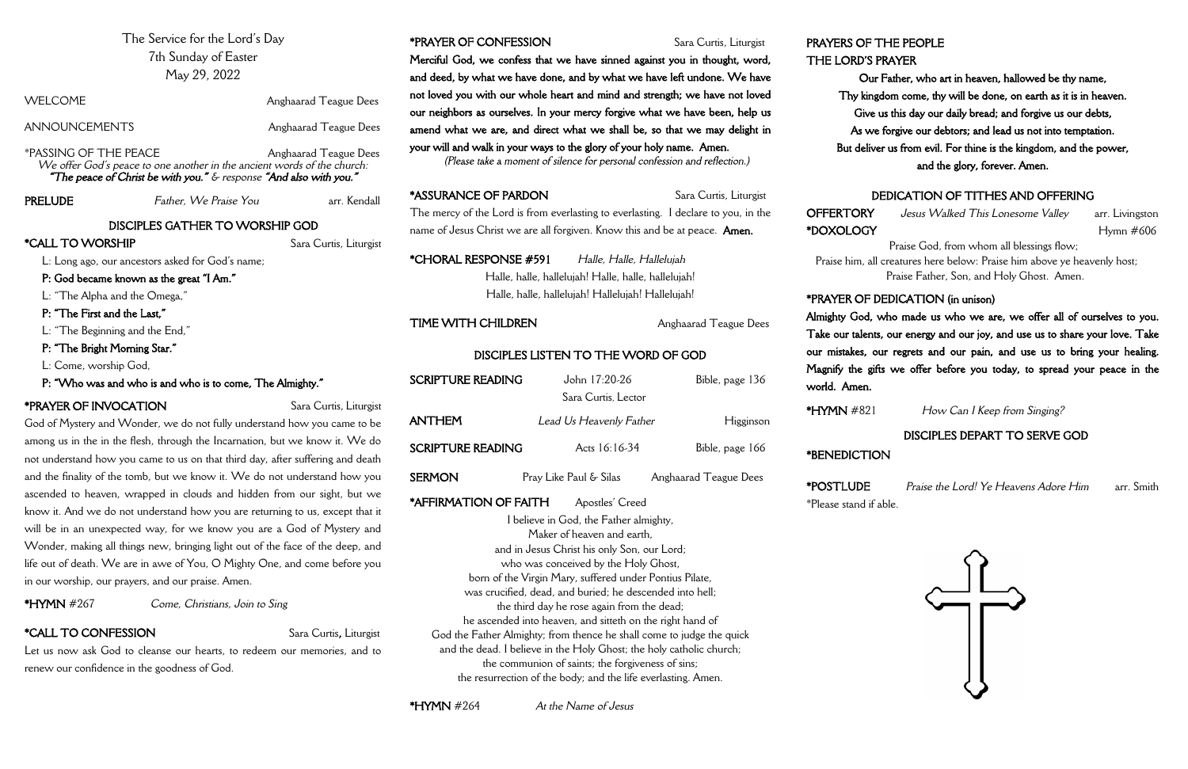The Service for the Lord's Day
7th Sunday of Easter
May 29, 2022

WELCOME — Anghaarad Teague Dees

ANNOUNCEMENTS — Anghaarad Teague Dees

*PASSING OF THE PEACE — Anghaarad Teague Dees

*We offer God's peace to one another in the ancient words of the church:* **"The peace of Christ be with you."** *& response* **"And also with you."**

**PRELUDE** — *Father, We Praise You* — arr. Kendall

## DISCIPLES GATHER TO WORSHIP GOD

**\*CALL TO WORSHIP** — Sara Curtis, Liturgist

L: Long ago, our ancestors asked for God's name;

**P: God became known as the great "I Am."**

L: "The Alpha and the Omega,"

**P: "The First and the Last,"**

L: "The Beginning and the End,"

**P: "The Bright Morning Star."**

L: Come, worship God,

**P: "Who was and who is and who is to come, The Almighty."**

**\*PRAYER OF INVOCATION** — Sara Curtis, Liturgist

God of Mystery and Wonder, we do not fully understand how you came to be among us in the in the flesh, through the Incarnation, but we know it. We do not understand how you came to us on that third day, after suffering and death and the finality of the tomb, but we know it. We do not understand how you ascended to heaven, wrapped in clouds and hidden from our sight, but we know it. And we do not understand how you are returning to us, except that it will be in an unexpected way, for we know you are a God of Mystery and Wonder, making all things new, bringing light out of the face of the deep, and life out of death. We are in awe of You, O Mighty One, and come before you in our worship, our prayers, and our praise. Amen.

**\*HYMN** #267 — *Come, Christians, Join to Sing*

**\*CALL TO CONFESSION** — Sara Curtis, Liturgist

Let us now ask God to cleanse our hearts, to redeem our memories, and to renew our confidence in the goodness of God.

**\*PRAYER OF CONFESSION** — Sara Curtis, Liturgist

**Merciful God, we confess that we have sinned against you in thought, word, and deed, by what we have done, and by what we have left undone. We have not loved you with our whole heart and mind and strength; we have not loved our neighbors as ourselves. In your mercy forgive what we have been, help us amend what we are, and direct what we shall be, so that we may delight in your will and walk in your ways to the glory of your holy name. Amen.**

*(Please take a moment of silence for personal confession and reflection.)*

**\*ASSURANCE OF PARDON** — Sara Curtis, Liturgist

The mercy of the Lord is from everlasting to everlasting. I declare to you, in the name of Jesus Christ we are all forgiven. Know this and be at peace. **Amen.**

**\*CHORAL RESPONSE #591** — *Halle, Halle, Hallelujah*

Halle, halle, hallelujah! Halle, halle, hallelujah!
Halle, halle, hallelujah! Hallelujah! Hallelujah!

**TIME WITH CHILDREN** — Anghaarad Teague Dees

## DISCIPLES LISTEN TO THE WORD OF GOD

**SCRIPTURE READING** — John 17:20-26 — Bible, page 136
Sara Curtis, Lector

**ANTHEM** — *Lead Us Heavenly Father* — Higginson

**SCRIPTURE READING** — Acts 16:16-34 — Bible, page 166

**SERMON** — Pray Like Paul & Silas — Anghaarad Teague Dees

**\*AFFIRMATION OF FAITH** — Apostles' Creed

I believe in God, the Father almighty,
Maker of heaven and earth,
and in Jesus Christ his only Son, our Lord;
who was conceived by the Holy Ghost,
born of the Virgin Mary, suffered under Pontius Pilate,
was crucified, dead, and buried; he descended into hell;
the third day he rose again from the dead;
he ascended into heaven, and sitteth on the right hand of
God the Father Almighty; from thence he shall come to judge the quick
and the dead. I believe in the Holy Ghost; the holy catholic church;
the communion of saints; the forgiveness of sins;
the resurrection of the body; and the life everlasting. Amen.

**\*HYMN** #264 — *At the Name of Jesus*

**PRAYERS OF THE PEOPLE**

**THE LORD'S PRAYER**

**Our Father, who art in heaven, hallowed be thy name,
Thy kingdom come, thy will be done, on earth as it is in heaven.
Give us this day our daily bread; and forgive us our debts,
As we forgive our debtors; and lead us not into temptation.
But deliver us from evil. For thine is the kingdom, and the power,
and the glory, forever. Amen.**

## DEDICATION OF TITHES AND OFFERING

**OFFERTORY** — *Jesus Walked This Lonesome Valley* — arr. Livingston

**\*DOXOLOGY** — Hymn #606

Praise God, from whom all blessings flow;
Praise him, all creatures here below: Praise him above ye heavenly host;
Praise Father, Son, and Holy Ghost. Amen.

**\*PRAYER OF DEDICATION (in unison)**

**Almighty God, who made us who we are, we offer all of ourselves to you. Take our talents, our energy and our joy, and use us to share your love. Take our mistakes, our regrets and our pain, and use us to bring your healing. Magnify the gifts we offer before you today, to spread your peace in the world. Amen.**

**\*HYMN** #821 — *How Can I Keep from Singing?*

## DISCIPLES DEPART TO SERVE GOD

**\*BENEDICTION**

**\*POSTLUDE** — *Praise the Lord! Ye Heavens Adore Him* — arr. Smith

\*Please stand if able.